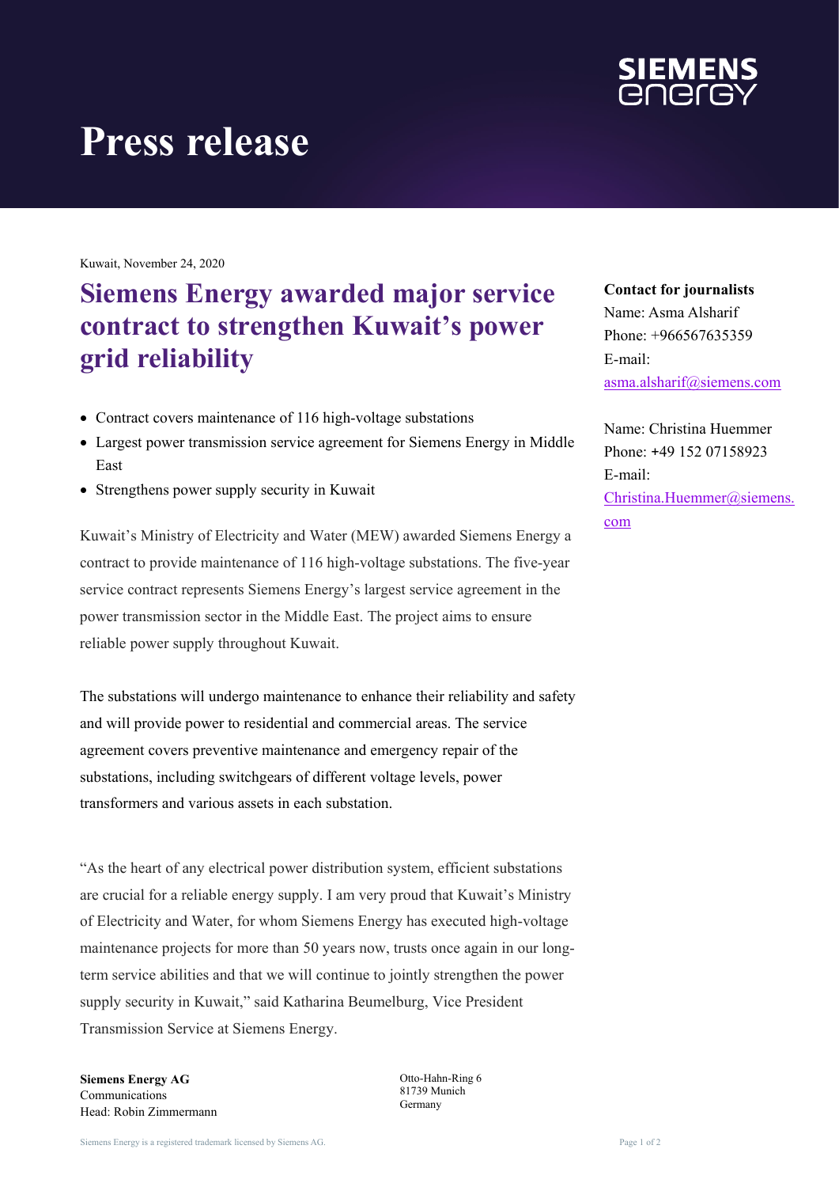# Press release

Kuwait, November 24, 2020

## Siemens Energy awarded major service contract to strengthen Kuwait's power grid reliability

- Contract covers maintenance of 116 high-voltage substations
- Largest power transmission service agreement for Siemens Energy in Middle East
- Strengthens power supply security in Kuwait

Kuwait's Ministry of Electricity and Water (MEW) awarded Siemens Energy a contract to provide maintenance of 116 high-voltage substations. The five-year service contract represents Siemens Energy's largest service agreement in the power transmission sector in the Middle East. The project aims to ensure reliable power supply throughout Kuwait.

The substations will undergo maintenance to enhance their reliability and safety and will provide power to residential and commercial areas. The service agreement covers preventive maintenance and emergency repair of the substations, including switchgears of different voltage levels, power transformers and various assets in each substation.

"As the heart of any electrical power distribution system, efficient substations are crucial for a reliable energy supply. I am very proud that Kuwait's Ministry of Electricity and Water, for whom Siemens Energy has executed high-voltage maintenance projects for more than 50 years now, trusts once again in our long-term service abilities and that we will continue to jointly strengthen the power supply security in Kuwait," said Katharina Beumelburg, Vice President Transmission Service at Siemens Energy.

**Contact for journalists**
Name: Asma Alsharif
Phone: +966567635359
E-mail: asma.alsharif@siemens.com

Name: Christina Huemmer
Phone: +49 152 07158923
E-mail: Christina.Huemmer@siemens.com

**Siemens Energy AG**
Communications
Head: Robin Zimmermann

Otto-Hahn-Ring 6
81739 Munich
Germany

Siemens Energy is a registered trademark licensed by Siemens AG.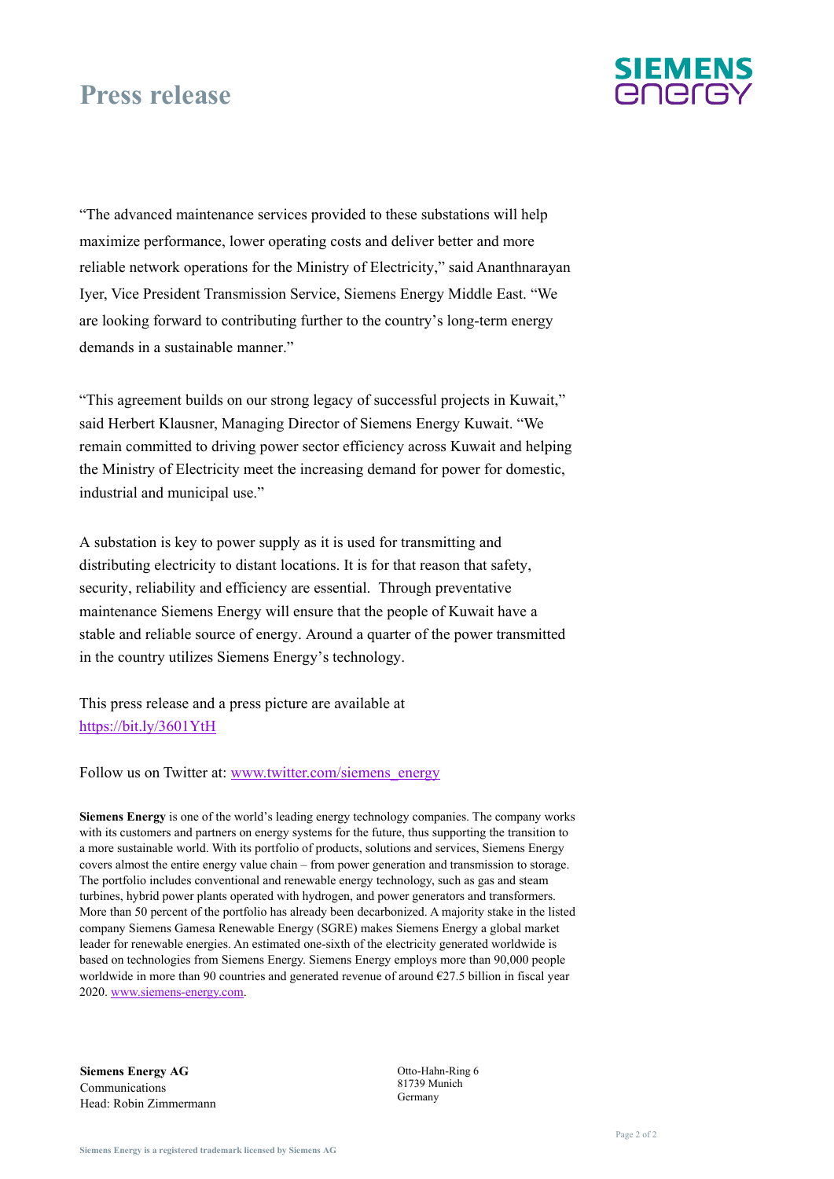# Press release

"The advanced maintenance services provided to these substations will help maximize performance, lower operating costs and deliver better and more reliable network operations for the Ministry of Electricity," said Ananthnarayan Iyer, Vice President Transmission Service, Siemens Energy Middle East. "We are looking forward to contributing further to the country's long-term energy demands in a sustainable manner."

"This agreement builds on our strong legacy of successful projects in Kuwait," said Herbert Klausner, Managing Director of Siemens Energy Kuwait. "We remain committed to driving power sector efficiency across Kuwait and helping the Ministry of Electricity meet the increasing demand for power for domestic, industrial and municipal use."

A substation is key to power supply as it is used for transmitting and distributing electricity to distant locations. It is for that reason that safety, security, reliability and efficiency are essential. Through preventative maintenance Siemens Energy will ensure that the people of Kuwait have a stable and reliable source of energy. Around a quarter of the power transmitted in the country utilizes Siemens Energy's technology.

This press release and a press picture are available at https://bit.ly/3601YtH

Follow us on Twitter at: www.twitter.com/siemens_energy

**Siemens Energy** is one of the world's leading energy technology companies. The company works with its customers and partners on energy systems for the future, thus supporting the transition to a more sustainable world. With its portfolio of products, solutions and services, Siemens Energy covers almost the entire energy value chain – from power generation and transmission to storage. The portfolio includes conventional and renewable energy technology, such as gas and steam turbines, hybrid power plants operated with hydrogen, and power generators and transformers. More than 50 percent of the portfolio has already been decarbonized. A majority stake in the listed company Siemens Gamesa Renewable Energy (SGRE) makes Siemens Energy a global market leader for renewable energies. An estimated one-sixth of the electricity generated worldwide is based on technologies from Siemens Energy. Siemens Energy employs more than 90,000 people worldwide in more than 90 countries and generated revenue of around €27.5 billion in fiscal year 2020. www.siemens-energy.com.

**Siemens Energy AG**
Communications
Head: Robin Zimmermann

Otto-Hahn-Ring 6
81739 Munich
Germany

Siemens Energy is a registered trademark licensed by Siemens AG